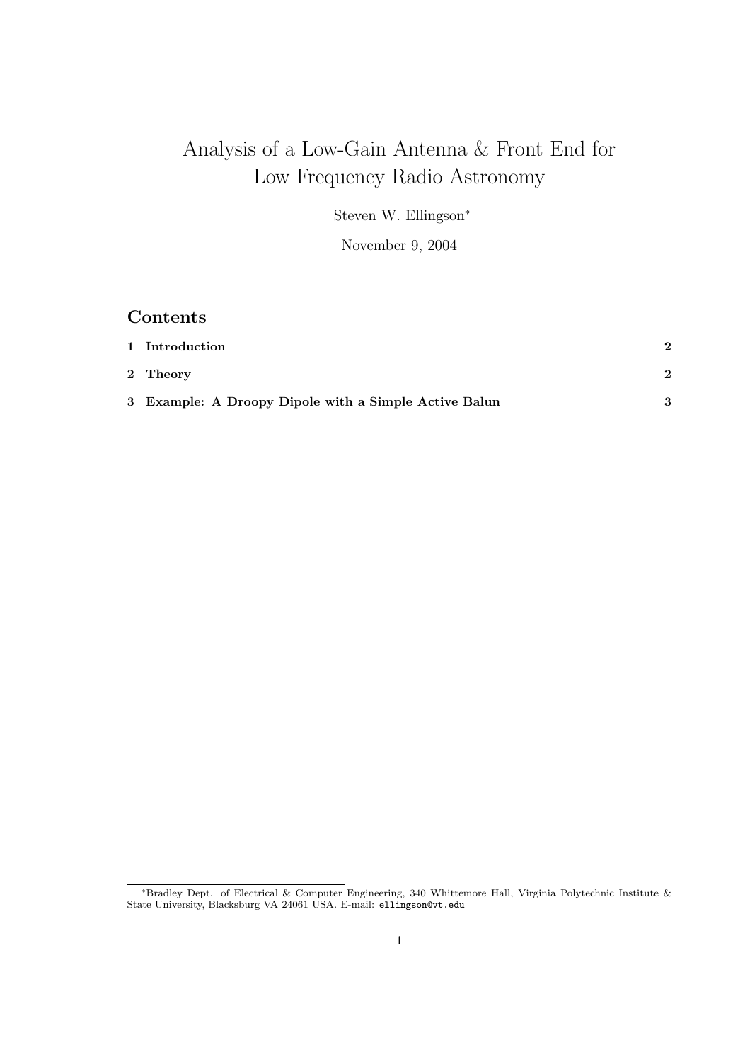# Analysis of a Low-Gain Antenna & Front End for Low Frequency Radio Astronomy

Steven W. Ellingson[*]

November 9, 2004

## Contents

| | | |
|---|---|---|
| **1** | **Introduction** | **2** |
| **2** | **Theory** | **2** |
| **3** | **Example: A Droopy Dipole with a Simple Active Balun** | **3** |

[*]Bradley Dept. of Electrical & Computer Engineering, 340 Whittemore Hall, Virginia Polytechnic Institute & State University, Blacksburg VA 24061 USA. E-mail: ellingson@vt.edu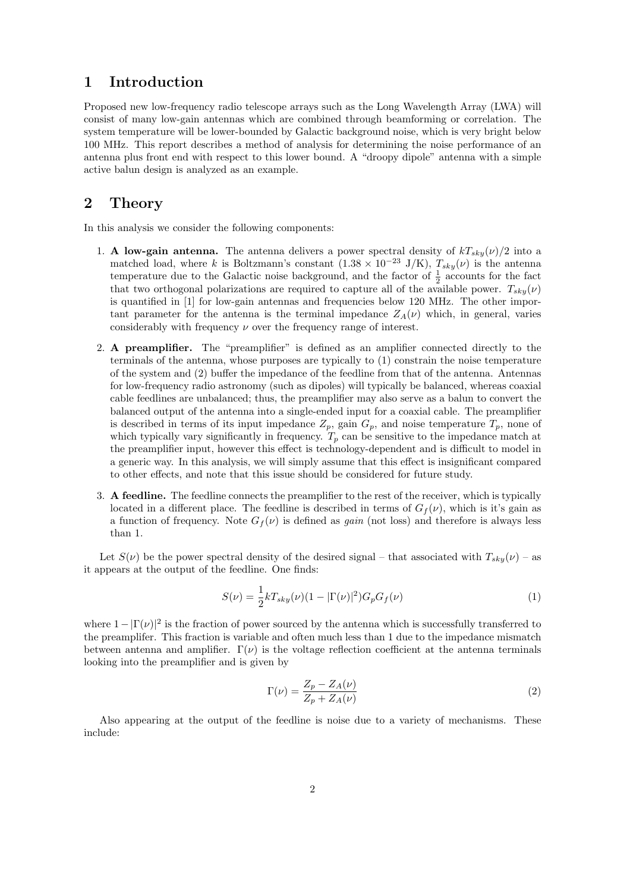# 1 Introduction

Proposed new low-frequency radio telescope arrays such as the Long Wavelength Array (LWA) will consist of many low-gain antennas which are combined through beamforming or correlation. The system temperature will be lower-bounded by Galactic background noise, which is very bright below 100 MHz. This report describes a method of analysis for determining the noise performance of an antenna plus front end with respect to this lower bound. A "droopy dipole" antenna with a simple active balun design is analyzed as an example.

# 2 Theory

In this analysis we consider the following components:

1. **A low-gain antenna.** The antenna delivers a power spectral density of $kT_{sky}(\nu)/2$ into a matched load, where $k$ is Boltzmann's constant ($1.38 \times 10^{-23}$ J/K), $T_{sky}(\nu)$ is the antenna temperature due to the Galactic noise background, and the factor of $\frac{1}{2}$ accounts for the fact that two orthogonal polarizations are required to capture all of the available power. $T_{sky}(\nu)$ is quantified in [1] for low-gain antennas and frequencies below 120 MHz. The other important parameter for the antenna is the terminal impedance $Z_A(\nu)$ which, in general, varies considerably with frequency $\nu$ over the frequency range of interest.

2. **A preamplifier.** The "preamplifier" is defined as an amplifier connected directly to the terminals of the antenna, whose purposes are typically to (1) constrain the noise temperature of the system and (2) buffer the impedance of the feedline from that of the antenna. Antennas for low-frequency radio astronomy (such as dipoles) will typically be balanced, whereas coaxial cable feedlines are unbalanced; thus, the preamplifier may also serve as a balun to convert the balanced output of the antenna into a single-ended input for a coaxial cable. The preamplifier is described in terms of its input impedance $Z_p$, gain $G_p$, and noise temperature $T_p$, none of which typically vary significantly in frequency. $T_p$ can be sensitive to the impedance match at the preamplifier input, however this effect is technology-dependent and is difficult to model in a generic way. In this analysis, we will simply assume that this effect is insignificant compared to other effects, and note that this issue should be considered for future study.

3. **A feedline.** The feedline connects the preamplifier to the rest of the receiver, which is typically located in a different place. The feedline is described in terms of $G_f(\nu)$, which is it's gain as a function of frequency. Note $G_f(\nu)$ is defined as *gain* (not loss) and therefore is always less than 1.

Let $S(\nu)$ be the power spectral density of the desired signal – that associated with $T_{sky}(\nu)$ – as it appears at the output of the feedline. One finds:

$$S(\nu) = \frac{1}{2}kT_{sky}(\nu)(1 - |\Gamma(\nu)|^2)G_pG_f(\nu) \tag{1}$$

where $1 - |\Gamma(\nu)|^2$ is the fraction of power sourced by the antenna which is successfully transferred to the preamplifer. This fraction is variable and often much less than 1 due to the impedance mismatch between antenna and amplifier. $\Gamma(\nu)$ is the voltage reflection coefficient at the antenna terminals looking into the preamplifier and is given by

$$\Gamma(\nu) = \frac{Z_p - Z_A(\nu)}{Z_p + Z_A(\nu)} \tag{2}$$

Also appearing at the output of the feedline is noise due to a variety of mechanisms. These include: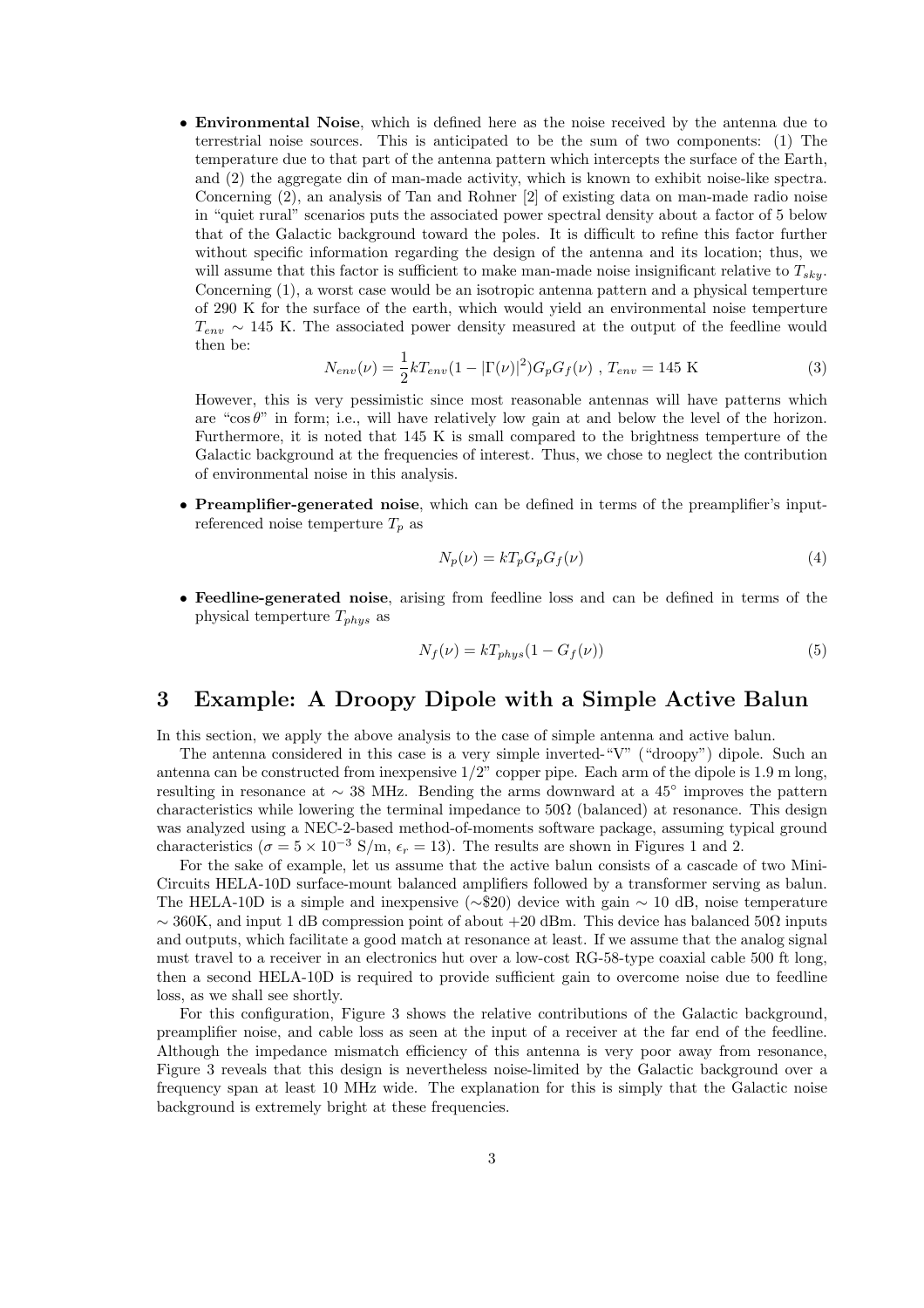- **Environmental Noise**, which is defined here as the noise received by the antenna due to terrestrial noise sources. This is anticipated to be the sum of two components: (1) The temperature due to that part of the antenna pattern which intercepts the surface of the Earth, and (2) the aggregate din of man-made activity, which is known to exhibit noise-like spectra. Concerning (2), an analysis of Tan and Rohner [2] of existing data on man-made radio noise in "quiet rural" scenarios puts the associated power spectral density about a factor of 5 below that of the Galactic background toward the poles. It is difficult to refine this factor further without specific information regarding the design of the antenna and its location; thus, we will assume that this factor is sufficient to make man-made noise insignificant relative to $T_{sky}$. Concerning (1), a worst case would be an isotropic antenna pattern and a physical temperture of 290 K for the surface of the earth, which would yield an environmental noise temperture $T_{env} \sim 145$ K. The associated power density measured at the output of the feedline would then be:

$$N_{env}(\nu) = \frac{1}{2} k T_{env} (1 - |\Gamma(\nu)|^2) G_p G_f(\nu) \ , \ T_{env} = 145 \text{ K} \tag{3}$$

  However, this is very pessimistic since most reasonable antennas will have patterns which are "$\cos\theta$" in form; i.e., will have relatively low gain at and below the level of the horizon. Furthermore, it is noted that 145 K is small compared to the brightness temperture of the Galactic background at the frequencies of interest. Thus, we chose to neglect the contribution of environmental noise in this analysis.

- **Preamplifier-generated noise**, which can be defined in terms of the preamplifier's input-referenced noise temperture $T_p$ as

$$N_p(\nu) = k T_p G_p G_f(\nu) \tag{4}$$

- **Feedline-generated noise**, arising from feedline loss and can be defined in terms of the physical temperture $T_{phys}$ as

$$N_f(\nu) = k T_{phys} (1 - G_f(\nu)) \tag{5}$$

## 3 Example: A Droopy Dipole with a Simple Active Balun

In this section, we apply the above analysis to the case of simple antenna and active balun.

The antenna considered in this case is a very simple inverted-"V" ("droopy") dipole. Such an antenna can be constructed from inexpensive 1/2" copper pipe. Each arm of the dipole is 1.9 m long, resulting in resonance at $\sim 38$ MHz. Bending the arms downward at a 45° improves the pattern characteristics while lowering the terminal impedance to 50Ω (balanced) at resonance. This design was analyzed using a NEC-2-based method-of-moments software package, assuming typical ground characteristics ($\sigma = 5 \times 10^{-3}$ S/m, $\epsilon_r = 13$). The results are shown in Figures 1 and 2.

For the sake of example, let us assume that the active balun consists of a cascade of two Mini-Circuits HELA-10D surface-mount balanced amplifiers followed by a transformer serving as balun. The HELA-10D is a simple and inexpensive ($\sim$\$20) device with gain $\sim 10$ dB, noise temperature $\sim 360$K, and input 1 dB compression point of about +20 dBm. This device has balanced 50Ω inputs and outputs, which facilitate a good match at resonance at least. If we assume that the analog signal must travel to a receiver in an electronics hut over a low-cost RG-58-type coaxial cable 500 ft long, then a second HELA-10D is required to provide sufficient gain to overcome noise due to feedline loss, as we shall see shortly.

For this configuration, Figure 3 shows the relative contributions of the Galactic background, preamplifier noise, and cable loss as seen at the input of a receiver at the far end of the feedline. Although the impedance mismatch efficiency of this antenna is very poor away from resonance, Figure 3 reveals that this design is nevertheless noise-limited by the Galactic background over a frequency span at least 10 MHz wide. The explanation for this is simply that the Galactic noise background is extremely bright at these frequencies.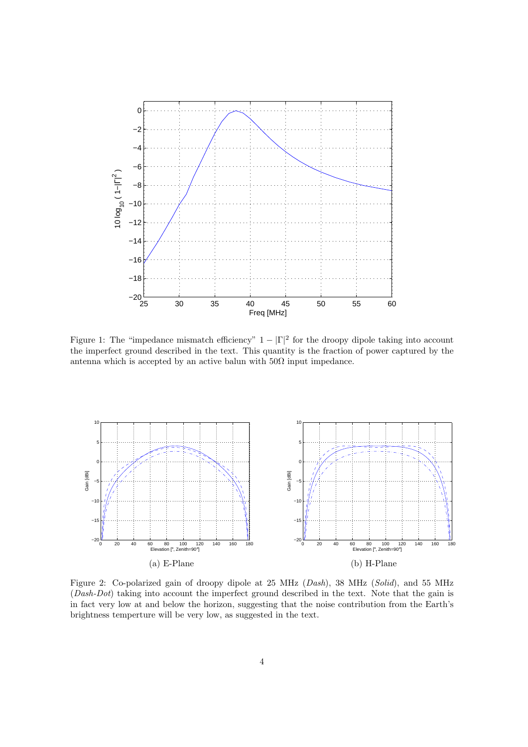Figure 1: The "impedance mismatch efficiency" $1 - |\Gamma|^2$ for the droopy dipole taking into account the imperfect ground described in the text. This quantity is the fraction of power captured by the antenna which is accepted by an active balun with $50\Omega$ input impedance.

(a) E-Plane

(b) H-Plane

Figure 2: Co-polarized gain of droopy dipole at 25 MHz (*Dash*), 38 MHz (*Solid*), and 55 MHz (*Dash-Dot*) taking into account the imperfect ground described in the text. Note that the gain is in fact very low at and below the horizon, suggesting that the noise contribution from the Earth's brightness temperture will be very low, as suggested in the text.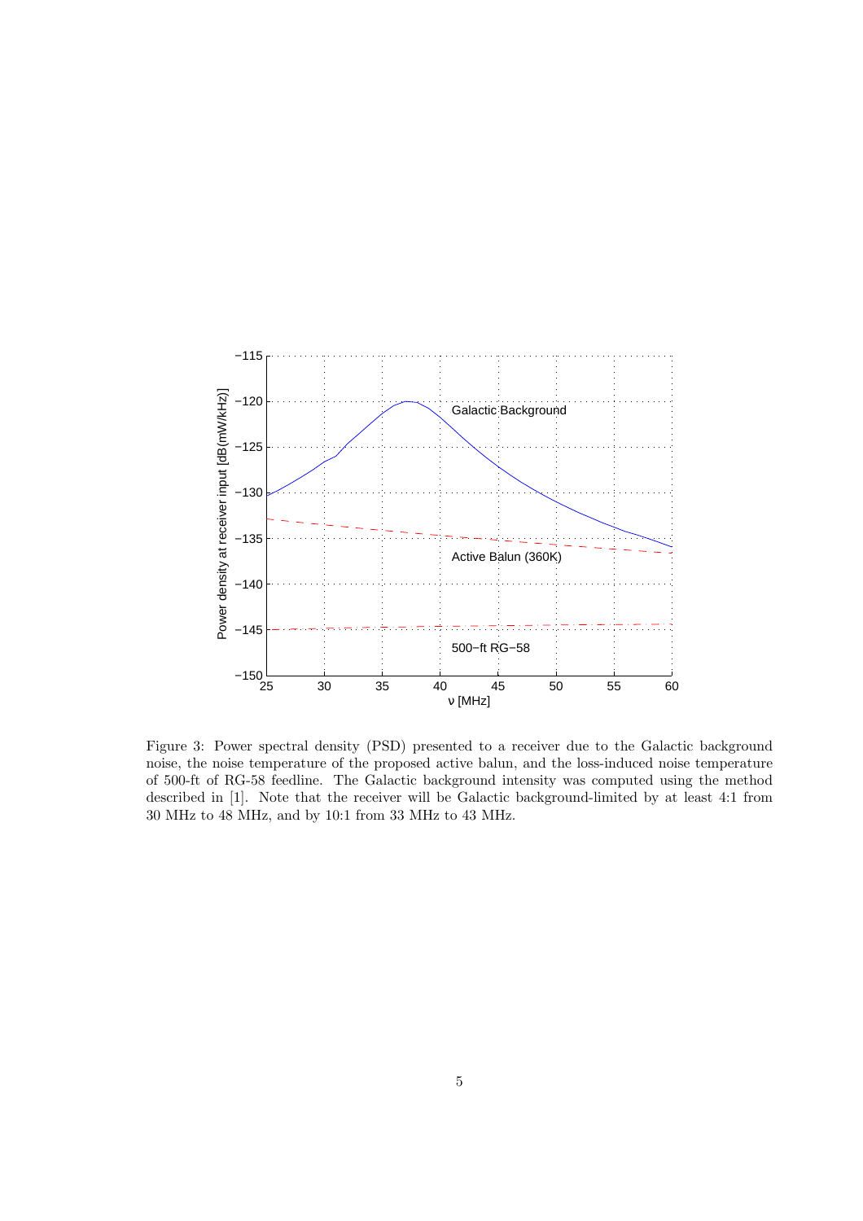Figure 3: Power spectral density (PSD) presented to a receiver due to the Galactic background noise, the noise temperature of the proposed active balun, and the loss-induced noise temperature of 500-ft of RG-58 feedline. The Galactic background intensity was computed using the method described in [1]. Note that the receiver will be Galactic background-limited by at least 4:1 from 30 MHz to 48 MHz, and by 10:1 from 33 MHz to 43 MHz.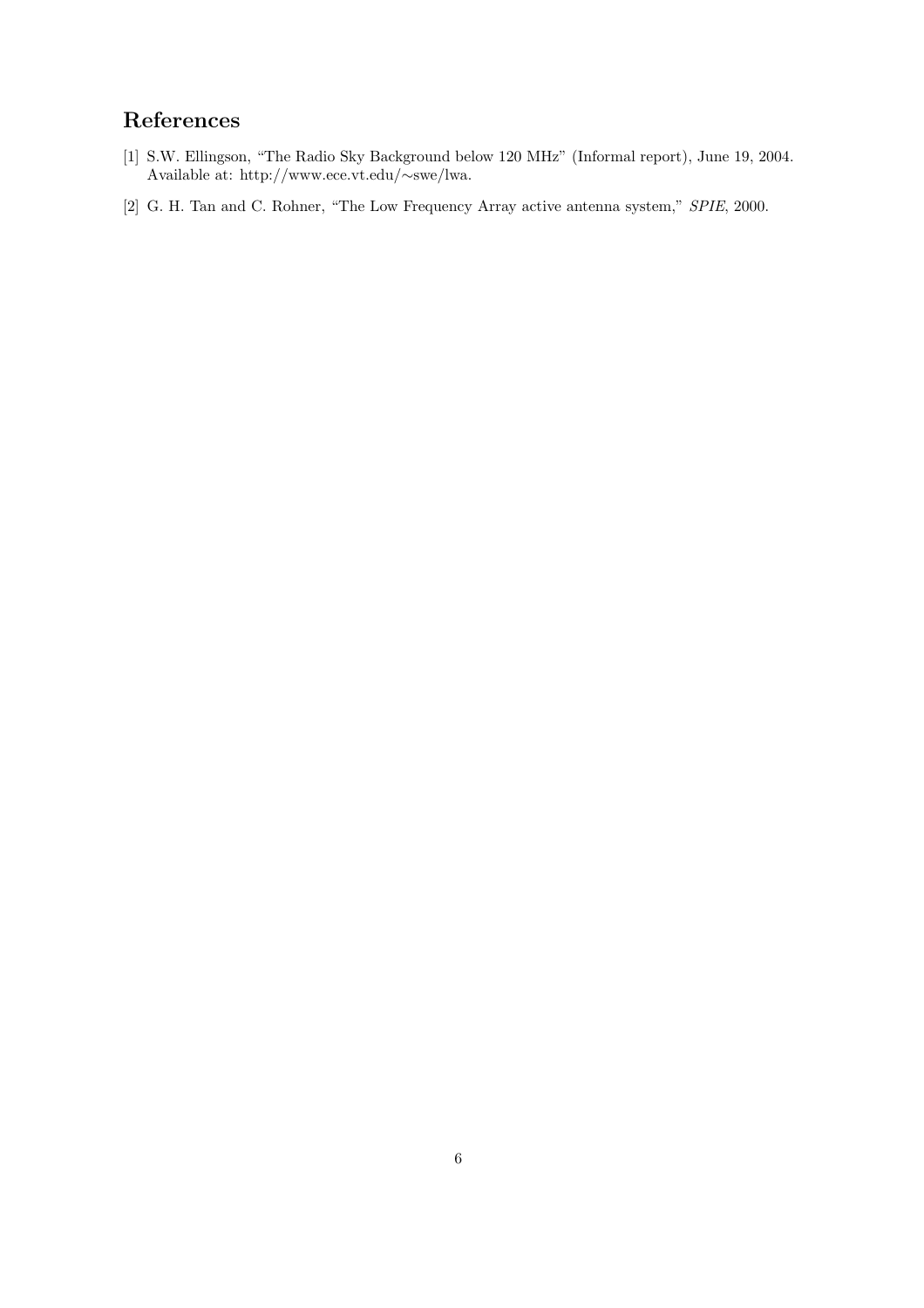## References

[1] S.W. Ellingson, "The Radio Sky Background below 120 MHz" (Informal report), June 19, 2004. Available at: http://www.ece.vt.edu/∼swe/lwa.

[2] G. H. Tan and C. Rohner, "The Low Frequency Array active antenna system," *SPIE*, 2000.